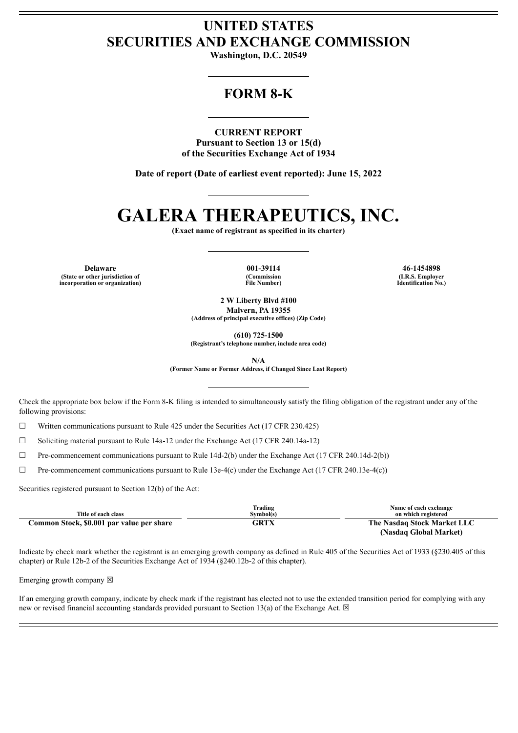# UNITED STATES
# SECURITIES AND EXCHANGE COMMISSION

**Washington, D.C. 20549**

---

## FORM 8-K

---

**CURRENT REPORT**
**Pursuant to Section 13 or 15(d)**
**of the Securities Exchange Act of 1934**

**Date of report (Date of earliest event reported): June 15, 2022**

---

# GALERA THERAPEUTICS, INC.

**(Exact name of registrant as specified in its charter)**

---

| Delaware | 001-39114 | 46-1454898 |
|---|---|---|
| (State or other jurisdiction of incorporation or organization) | (Commission File Number) | (I.R.S. Employer Identification No.) |

**2 W Liberty Blvd #100**
**Malvern, PA 19355**
**(Address of principal executive offices) (Zip Code)**

**(610) 725-1500**
**(Registrant's telephone number, include area code)**

**N/A**
**(Former Name or Former Address, if Changed Since Last Report)**

---

Check the appropriate box below if the Form 8-K filing is intended to simultaneously satisfy the filing obligation of the registrant under any of the following provisions:

☐ Written communications pursuant to Rule 425 under the Securities Act (17 CFR 230.425)

☐ Soliciting material pursuant to Rule 14a-12 under the Exchange Act (17 CFR 240.14a-12)

☐ Pre-commencement communications pursuant to Rule 14d-2(b) under the Exchange Act (17 CFR 240.14d-2(b))

☐ Pre-commencement communications pursuant to Rule 13e-4(c) under the Exchange Act (17 CFR 240.13e-4(c))

Securities registered pursuant to Section 12(b) of the Act:

| Title of each class | Trading Symbol(s) | Name of each exchange on which registered |
|---|---|---|
| **Common Stock, $0.001 par value per share** | **GRTX** | **The Nasdaq Stock Market LLC (Nasdaq Global Market)** |

Indicate by check mark whether the registrant is an emerging growth company as defined in Rule 405 of the Securities Act of 1933 (§230.405 of this chapter) or Rule 12b-2 of the Securities Exchange Act of 1934 (§240.12b-2 of this chapter).

Emerging growth company ☒

If an emerging growth company, indicate by check mark if the registrant has elected not to use the extended transition period for complying with any new or revised financial accounting standards provided pursuant to Section 13(a) of the Exchange Act. ☒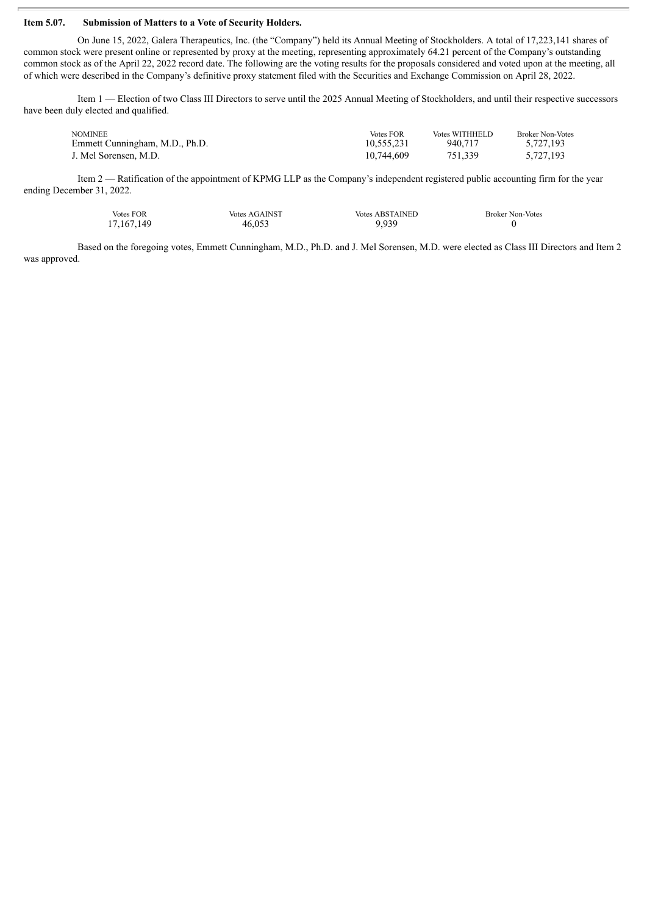**Item 5.07. Submission of Matters to a Vote of Security Holders.**

On June 15, 2022, Galera Therapeutics, Inc. (the "Company") held its Annual Meeting of Stockholders. A total of 17,223,141 shares of common stock were present online or represented by proxy at the meeting, representing approximately 64.21 percent of the Company's outstanding common stock as of the April 22, 2022 record date. The following are the voting results for the proposals considered and voted upon at the meeting, all of which were described in the Company's definitive proxy statement filed with the Securities and Exchange Commission on April 28, 2022.

Item 1 — Election of two Class III Directors to serve until the 2025 Annual Meeting of Stockholders, and until their respective successors have been duly elected and qualified.

| NOMINEE | Votes FOR | Votes WITHHELD | Broker Non-Votes |
|---|---|---|---|
| Emmett Cunningham, M.D., Ph.D. | 10,555,231 | 940,717 | 5,727,193 |
| J. Mel Sorensen, M.D. | 10,744,609 | 751,339 | 5,727,193 |

Item 2 — Ratification of the appointment of KPMG LLP as the Company's independent registered public accounting firm for the year ending December 31, 2022.

| Votes FOR | Votes AGAINST | Votes ABSTAINED | Broker Non-Votes |
|---|---|---|---|
| 17,167,149 | 46,053 | 9,939 | 0 |

Based on the foregoing votes, Emmett Cunningham, M.D., Ph.D. and J. Mel Sorensen, M.D. were elected as Class III Directors and Item 2 was approved.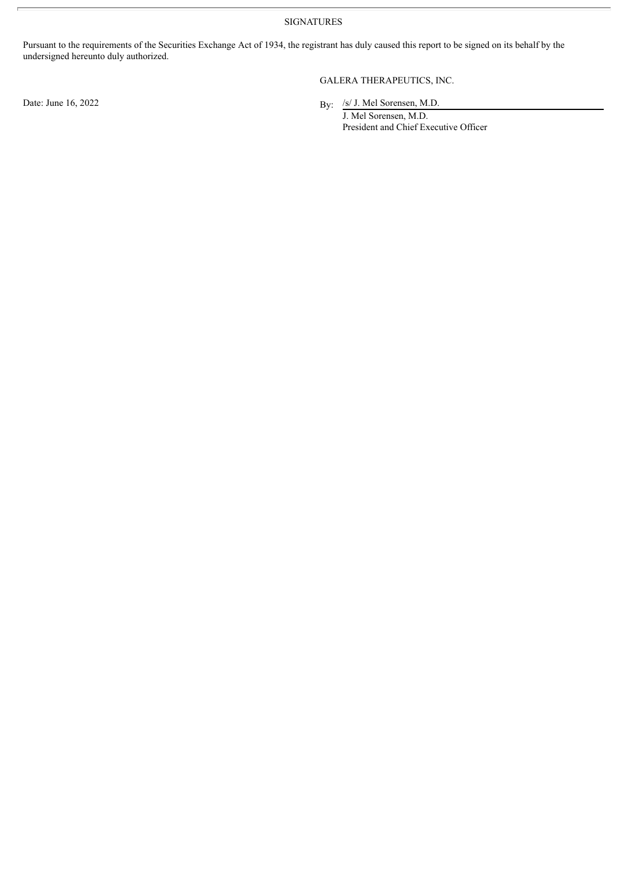SIGNATURES

Pursuant to the requirements of the Securities Exchange Act of 1934, the registrant has duly caused this report to be signed on its behalf by the undersigned hereunto duly authorized.

GALERA THERAPEUTICS, INC.

Date: June 16, 2022

By: /s/ J. Mel Sorensen, M.D.
J. Mel Sorensen, M.D.
President and Chief Executive Officer